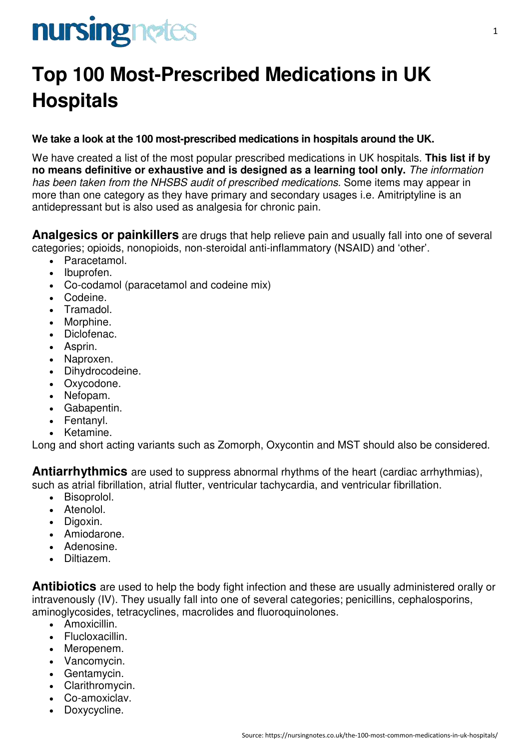# Top 100 Most-Prescribed Medications in UK Hospitals

**We take a look at the 100 most-prescribed medications in hospitals around the UK.**

We have created a list of the most popular prescribed medications in UK hospitals. **This list if by no means definitive or exhaustive and is designed as a learning tool only.** *The information has been taken from the NHSBS audit of prescribed medications.* Some items may appear in more than one category as they have primary and secondary usages i.e. Amitriptyline is an antidepressant but is also used as analgesia for chronic pain.

**Analgesics or painkillers** are drugs that help relieve pain and usually fall into one of several categories; opioids, nonopioids, non-steroidal anti-inflammatory (NSAID) and 'other'.

- Paracetamol.
- Ibuprofen.
- Co-codamol (paracetamol and codeine mix)
- Codeine.
- Tramadol.
- Morphine.
- Diclofenac.
- Asprin.
- Naproxen.
- Dihydrocodeine.
- Oxycodone.
- Nefopam.
- Gabapentin.
- Fentanyl.
- Ketamine.

Long and short acting variants such as Zomorph, Oxycontin and MST should also be considered.

**Antiarrhythmics** are used to suppress abnormal rhythms of the heart (cardiac arrhythmias), such as atrial fibrillation, atrial flutter, ventricular tachycardia, and ventricular fibrillation.

- Bisoprolol.
- Atenolol.
- Digoxin.
- Amiodarone.
- Adenosine.
- Diltiazem.

**Antibiotics** are used to help the body fight infection and these are usually administered orally or intravenously (IV). They usually fall into one of several categories; penicillins, cephalosporins, aminoglycosides, tetracyclines, macrolides and fluoroquinolones.

- Amoxicillin.
- Flucloxacillin.
- Meropenem.
- Vancomycin.
- Gentamycin.
- Clarithromycin.
- Co-amoxiclav.
- Doxycycline.

Source: https://nursingnotes.co.uk/the-100-most-common-medications-in-uk-hospitals/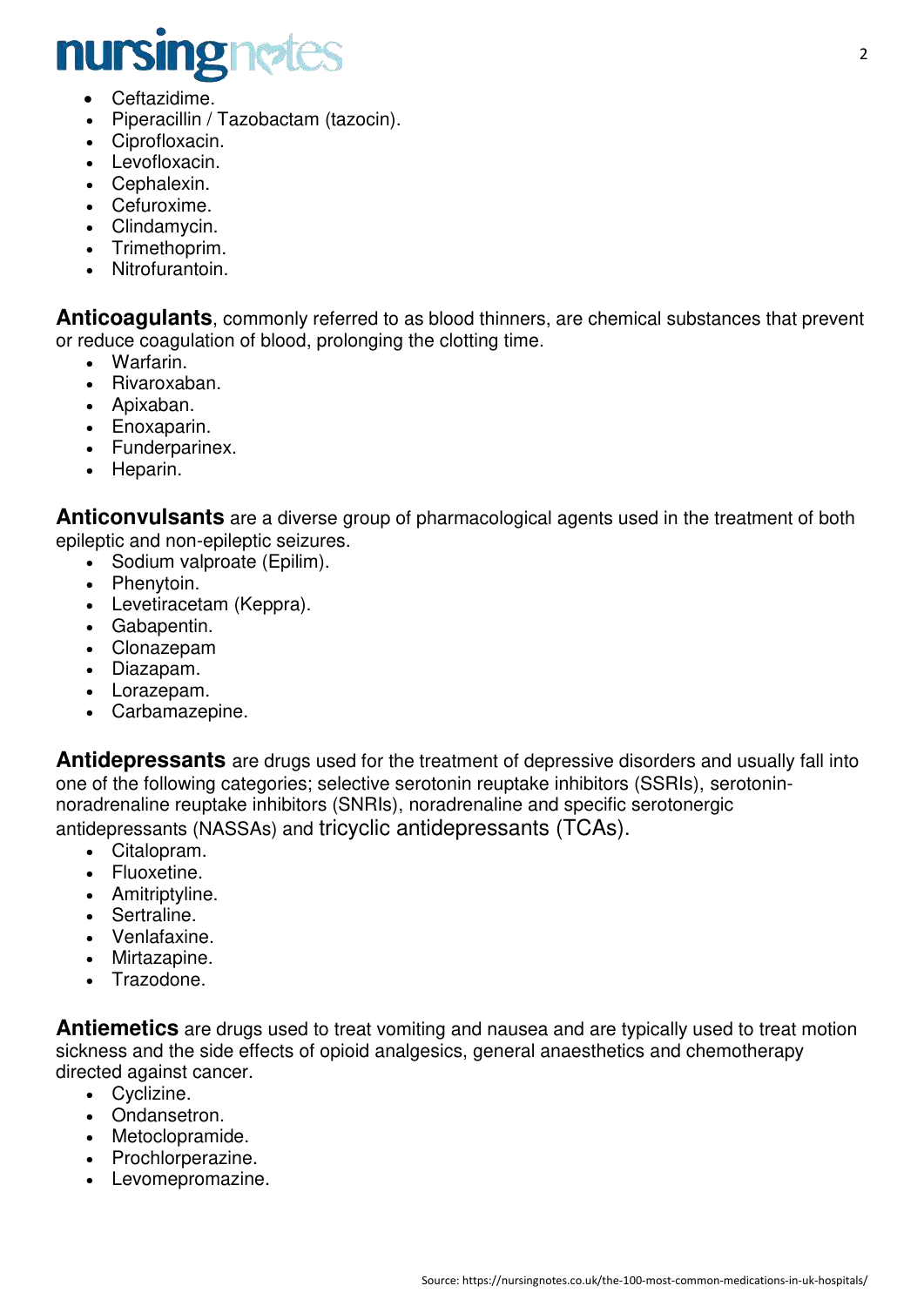- Ceftazidime.
- Piperacillin / Tazobactam (tazocin).
- Ciprofloxacin.
- Levofloxacin.
- Cephalexin.
- Cefuroxime.
- Clindamycin.
- Trimethoprim.
- Nitrofurantoin.

**Anticoagulants**, commonly referred to as blood thinners, are chemical substances that prevent or reduce coagulation of blood, prolonging the clotting time.

- Warfarin.
- Rivaroxaban.
- Apixaban.
- Enoxaparin.
- Funderparinex.
- Heparin.

**Anticonvulsants** are a diverse group of pharmacological agents used in the treatment of both epileptic and non-epileptic seizures.

- Sodium valproate (Epilim).
- Phenytoin.
- Levetiracetam (Keppra).
- Gabapentin.
- Clonazepam
- Diazapam.
- Lorazepam.
- Carbamazepine.

**Antidepressants** are drugs used for the treatment of depressive disorders and usually fall into one of the following categories; selective serotonin reuptake inhibitors (SSRIs), serotonin-noradrenaline reuptake inhibitors (SNRIs), noradrenaline and specific serotonergic antidepressants (NASSAs) and tricyclic antidepressants (TCAs).

- Citalopram.
- Fluoxetine.
- Amitriptyline.
- Sertraline.
- Venlafaxine.
- Mirtazapine.
- Trazodone.

**Antiemetics** are drugs used to treat vomiting and nausea and are typically used to treat motion sickness and the side effects of opioid analgesics, general anaesthetics and chemotherapy directed against cancer.

- Cyclizine.
- Ondansetron.
- Metoclopramide.
- Prochlorperazine.
- Levomepromazine.

Source: https://nursingnotes.co.uk/the-100-most-common-medications-in-uk-hospitals/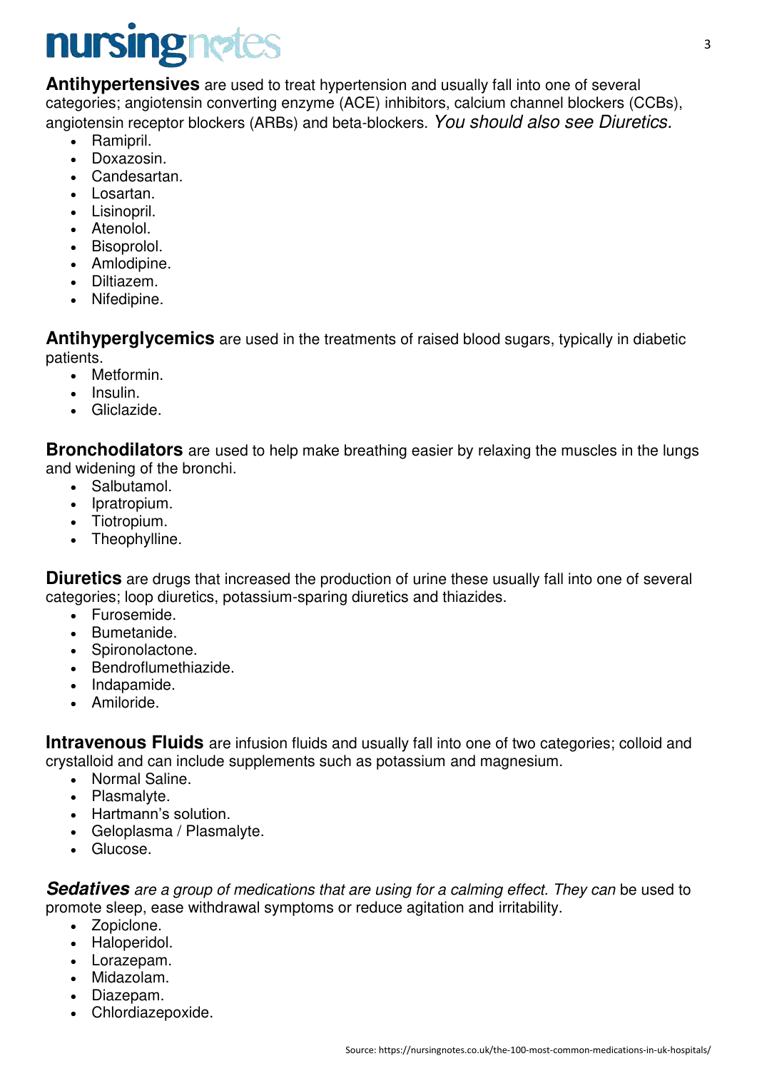**Antihypertensives** are used to treat hypertension and usually fall into one of several categories; angiotensin converting enzyme (ACE) inhibitors, calcium channel blockers (CCBs), angiotensin receptor blockers (ARBs) and beta-blockers. *You should also see Diuretics.*

- Ramipril.
- Doxazosin.
- Candesartan.
- Losartan.
- Lisinopril.
- Atenolol.
- Bisoprolol.
- Amlodipine.
- Diltiazem.
- Nifedipine.

**Antihyperglycemics** are used in the treatments of raised blood sugars, typically in diabetic patients.

- Metformin.
- Insulin.
- Gliclazide.

**Bronchodilators** are used to help make breathing easier by relaxing the muscles in the lungs and widening of the bronchi.

- Salbutamol.
- Ipratropium.
- Tiotropium.
- Theophylline.

**Diuretics** are drugs that increased the production of urine these usually fall into one of several categories; loop diuretics, potassium-sparing diuretics and thiazides.

- Furosemide.
- Bumetanide.
- Spironolactone.
- Bendroflumethiazide.
- Indapamide.
- Amiloride.

**Intravenous Fluids** are infusion fluids and usually fall into one of two categories; colloid and crystalloid and can include supplements such as potassium and magnesium.

- Normal Saline.
- Plasmalyte.
- Hartmann's solution.
- Geloplasma / Plasmalyte.
- Glucose.

***Sedatives*** *are a group of medications that are using for a calming effect. They can* be used to promote sleep, ease withdrawal symptoms or reduce agitation and irritability.

- Zopiclone.
- Haloperidol.
- Lorazepam.
- Midazolam.
- Diazepam.
- Chlordiazepoxide.

Source: https://nursingnotes.co.uk/the-100-most-common-medications-in-uk-hospitals/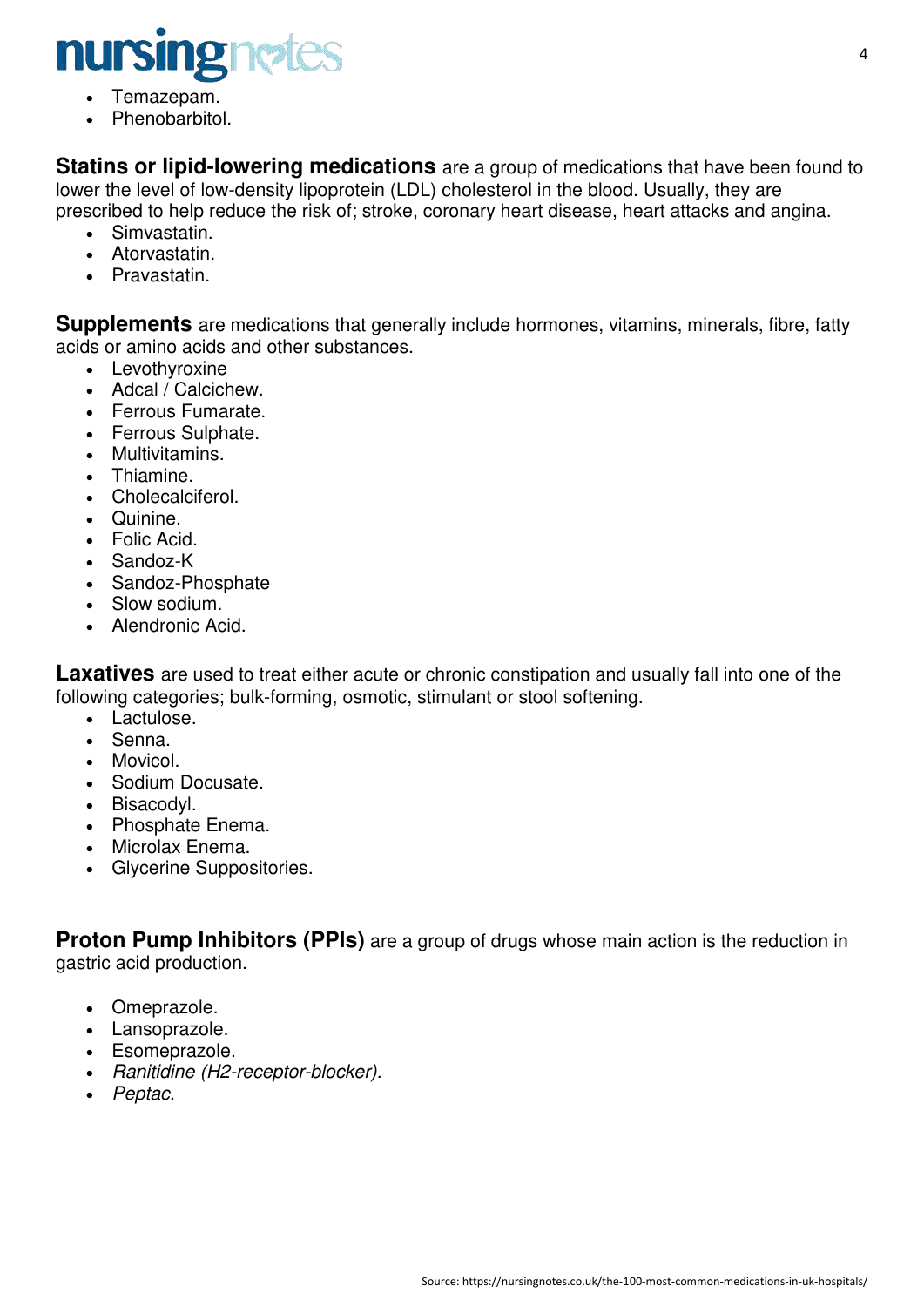- Temazepam.
- Phenobarbitol.

**Statins or lipid-lowering medications** are a group of medications that have been found to lower the level of low-density lipoprotein (LDL) cholesterol in the blood. Usually, they are prescribed to help reduce the risk of; stroke, coronary heart disease, heart attacks and angina.

- Simvastatin.
- Atorvastatin.
- Pravastatin.

**Supplements** are medications that generally include hormones, vitamins, minerals, fibre, fatty acids or amino acids and other substances.

- Levothyroxine
- Adcal / Calcichew.
- Ferrous Fumarate.
- Ferrous Sulphate.
- Multivitamins.
- Thiamine.
- Cholecalciferol.
- Quinine.
- Folic Acid.
- Sandoz-K
- Sandoz-Phosphate
- Slow sodium.
- Alendronic Acid.

**Laxatives** are used to treat either acute or chronic constipation and usually fall into one of the following categories; bulk-forming, osmotic, stimulant or stool softening.

- Lactulose.
- Senna.
- Movicol.
- Sodium Docusate.
- Bisacodyl.
- Phosphate Enema.
- Microlax Enema.
- Glycerine Suppositories.

**Proton Pump Inhibitors (PPIs)** are a group of drugs whose main action is the reduction in gastric acid production.

- Omeprazole.
- Lansoprazole.
- Esomeprazole.
- *Ranitidine (H2-receptor-blocker).*
- *Peptac.*

Source: https://nursingnotes.co.uk/the-100-most-common-medications-in-uk-hospitals/